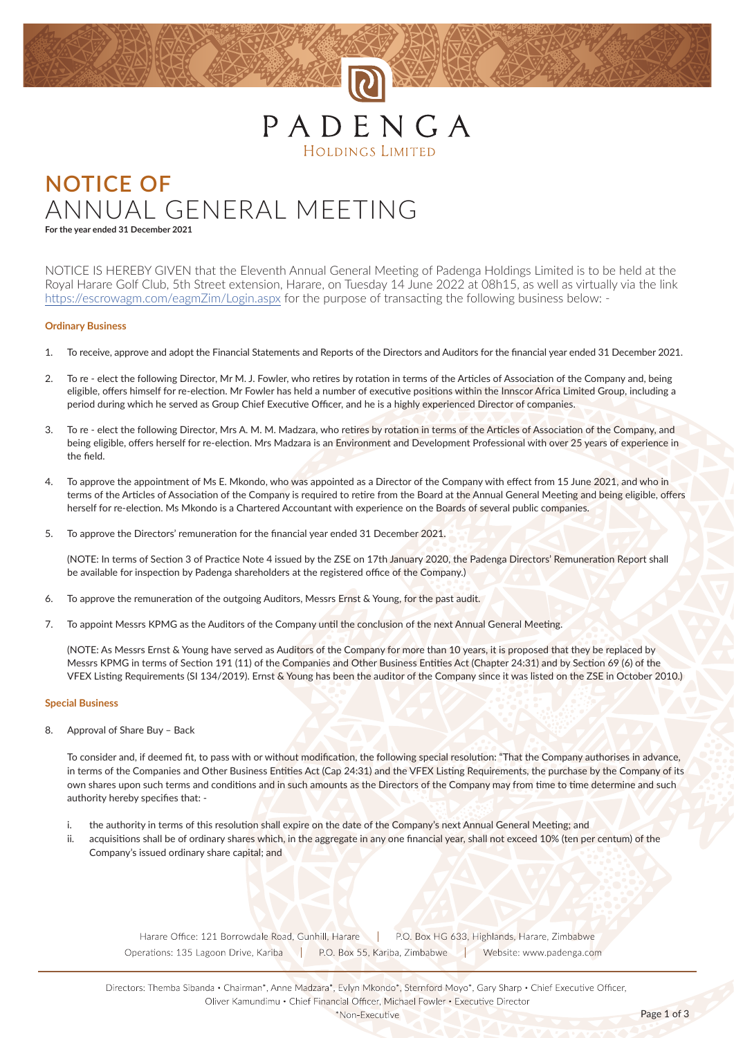PADENGA

HOLDINGS LIMITED

# NOTICE OF ANNUAL GENERAL MEETING

**For the year ended 31 December 2021**

NOTICE IS HEREBY GIVEN that the Eleventh Annual General Meeting of Padenga Holdings Limited is to be held at the Royal Harare Golf Club, 5th Street extension, Harare, on Tuesday 14 June 2022 at 08h15, as well as virtually via the link https://escrowagm.com/eagmZim/Login.aspx for the purpose of transacting the following business below: -

### Ordinary Business

1. To receive, approve and adopt the Financial Statements and Reports of the Directors and Auditors for the financial year ended 31 December 2021.

2. To re - elect the following Director, Mr M. J. Fowler, who retires by rotation in terms of the Articles of Association of the Company and, being eligible, offers himself for re-election. Mr Fowler has held a number of executive positions within the Innscor Africa Limited Group, including a period during which he served as Group Chief Executive Officer, and he is a highly experienced Director of companies.

3. To re - elect the following Director, Mrs A. M. M. Madzara, who retires by rotation in terms of the Articles of Association of the Company, and being eligible, offers herself for re-election. Mrs Madzara is an Environment and Development Professional with over 25 years of experience in the field.

4. To approve the appointment of Ms E. Mkondo, who was appointed as a Director of the Company with effect from 15 June 2021, and who in terms of the Articles of Association of the Company is required to retire from the Board at the Annual General Meeting and being eligible, offers herself for re-election. Ms Mkondo is a Chartered Accountant with experience on the Boards of several public companies.

5. To approve the Directors' remuneration for the financial year ended 31 December 2021.

   (NOTE: In terms of Section 3 of Practice Note 4 issued by the ZSE on 17th January 2020, the Padenga Directors' Remuneration Report shall be available for inspection by Padenga shareholders at the registered office of the Company.)

6. To approve the remuneration of the outgoing Auditors, Messrs Ernst & Young, for the past audit.

7. To appoint Messrs KPMG as the Auditors of the Company until the conclusion of the next Annual General Meeting.

   (NOTE: As Messrs Ernst & Young have served as Auditors of the Company for more than 10 years, it is proposed that they be replaced by Messrs KPMG in terms of Section 191 (11) of the Companies and Other Business Entities Act (Chapter 24:31) and by Section 69 (6) of the VFEX Listing Requirements (SI 134/2019). Ernst & Young has been the auditor of the Company since it was listed on the ZSE in October 2010.)

### Special Business

8. Approval of Share Buy – Back

   To consider and, if deemed fit, to pass with or without modification, the following special resolution: "That the Company authorises in advance, in terms of the Companies and Other Business Entities Act (Cap 24:31) and the VFEX Listing Requirements, the purchase by the Company of its own shares upon such terms and conditions and in such amounts as the Directors of the Company may from time to time determine and such authority hereby specifies that: -

   i. the authority in terms of this resolution shall expire on the date of the Company's next Annual General Meeting; and
   ii. acquisitions shall be of ordinary shares which, in the aggregate in any one financial year, shall not exceed 10% (ten per centum) of the Company's issued ordinary share capital; and

Harare Office: 121 Borrowdale Road, Gunhill, Harare | P.O. Box HG 633, Highlands, Harare, Zimbabwe
Operations: 135 Lagoon Drive, Kariba | P.O. Box 55, Kariba, Zimbabwe | Website: www.padenga.com

Directors: Themba Sibanda • Chairman*, Anne Madzara*, Evlyn Mkondo*, Sternford Moyo*, Gary Sharp • Chief Executive Officer, Oliver Kamundimu • Chief Financial Officer, Michael Fowler • Executive Director
*Non-Executive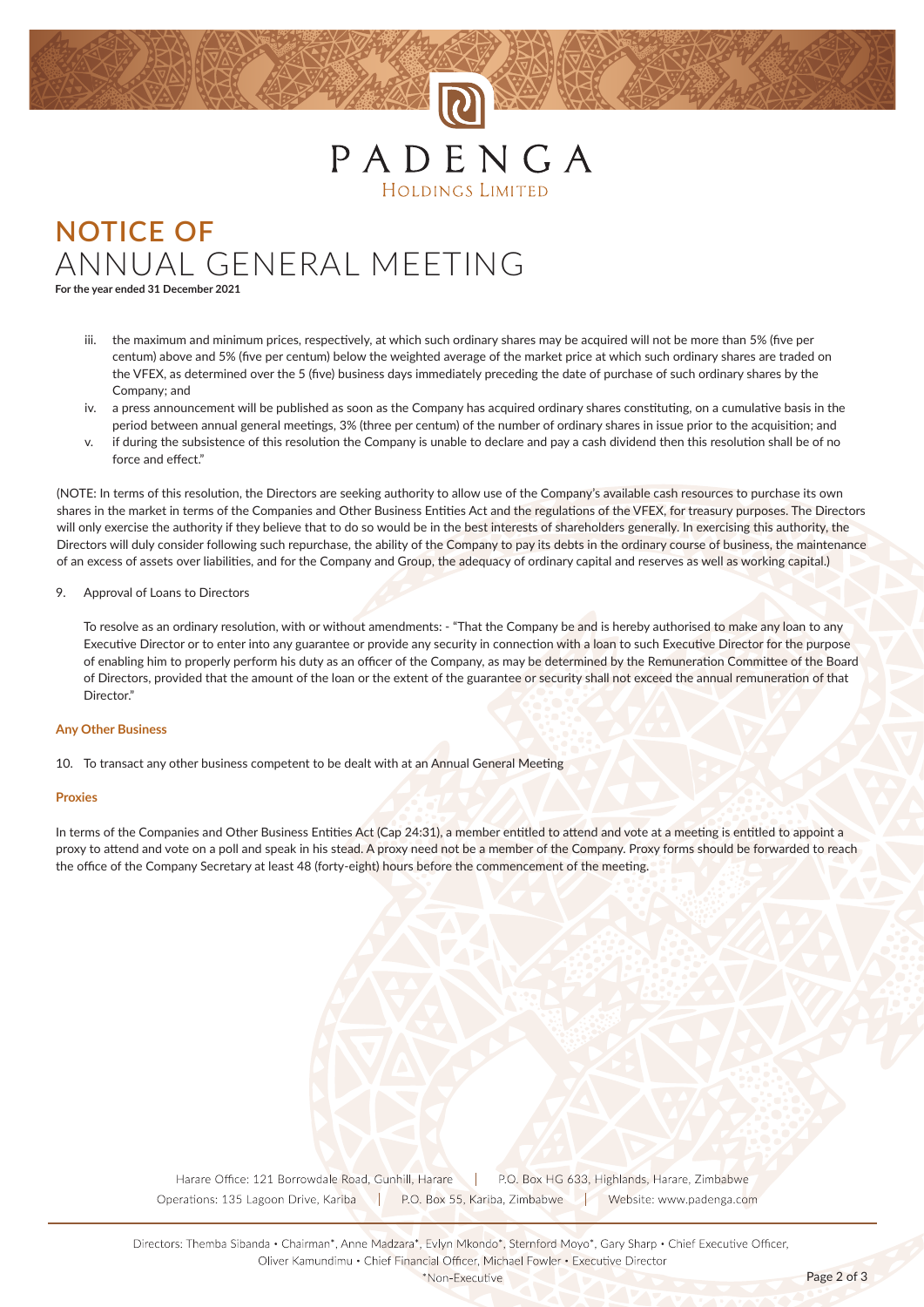# NOTICE OF ANNUAL GENERAL MEETING

**For the year ended 31 December 2021**

iii. the maximum and minimum prices, respectively, at which such ordinary shares may be acquired will not be more than 5% (five per centum) above and 5% (five per centum) below the weighted average of the market price at which such ordinary shares are traded on the VFEX, as determined over the 5 (five) business days immediately preceding the date of purchase of such ordinary shares by the Company; and

iv. a press announcement will be published as soon as the Company has acquired ordinary shares constituting, on a cumulative basis in the period between annual general meetings, 3% (three per centum) of the number of ordinary shares in issue prior to the acquisition; and

v. if during the subsistence of this resolution the Company is unable to declare and pay a cash dividend then this resolution shall be of no force and effect."

(NOTE: In terms of this resolution, the Directors are seeking authority to allow use of the Company's available cash resources to purchase its own shares in the market in terms of the Companies and Other Business Entities Act and the regulations of the VFEX, for treasury purposes. The Directors will only exercise the authority if they believe that to do so would be in the best interests of shareholders generally. In exercising this authority, the Directors will duly consider following such repurchase, the ability of the Company to pay its debts in the ordinary course of business, the maintenance of an excess of assets over liabilities, and for the Company and Group, the adequacy of ordinary capital and reserves as well as working capital.)

9. Approval of Loans to Directors

   To resolve as an ordinary resolution, with or without amendments: - "That the Company be and is hereby authorised to make any loan to any Executive Director or to enter into any guarantee or provide any security in connection with a loan to such Executive Director for the purpose of enabling him to properly perform his duty as an officer of the Company, as may be determined by the Remuneration Committee of the Board of Directors, provided that the amount of the loan or the extent of the guarantee or security shall not exceed the annual remuneration of that Director."

### Any Other Business

10. To transact any other business competent to be dealt with at an Annual General Meeting

### Proxies

In terms of the Companies and Other Business Entities Act (Cap 24:31), a member entitled to attend and vote at a meeting is entitled to appoint a proxy to attend and vote on a poll and speak in his stead. A proxy need not be a member of the Company. Proxy forms should be forwarded to reach the office of the Company Secretary at least 48 (forty-eight) hours before the commencement of the meeting.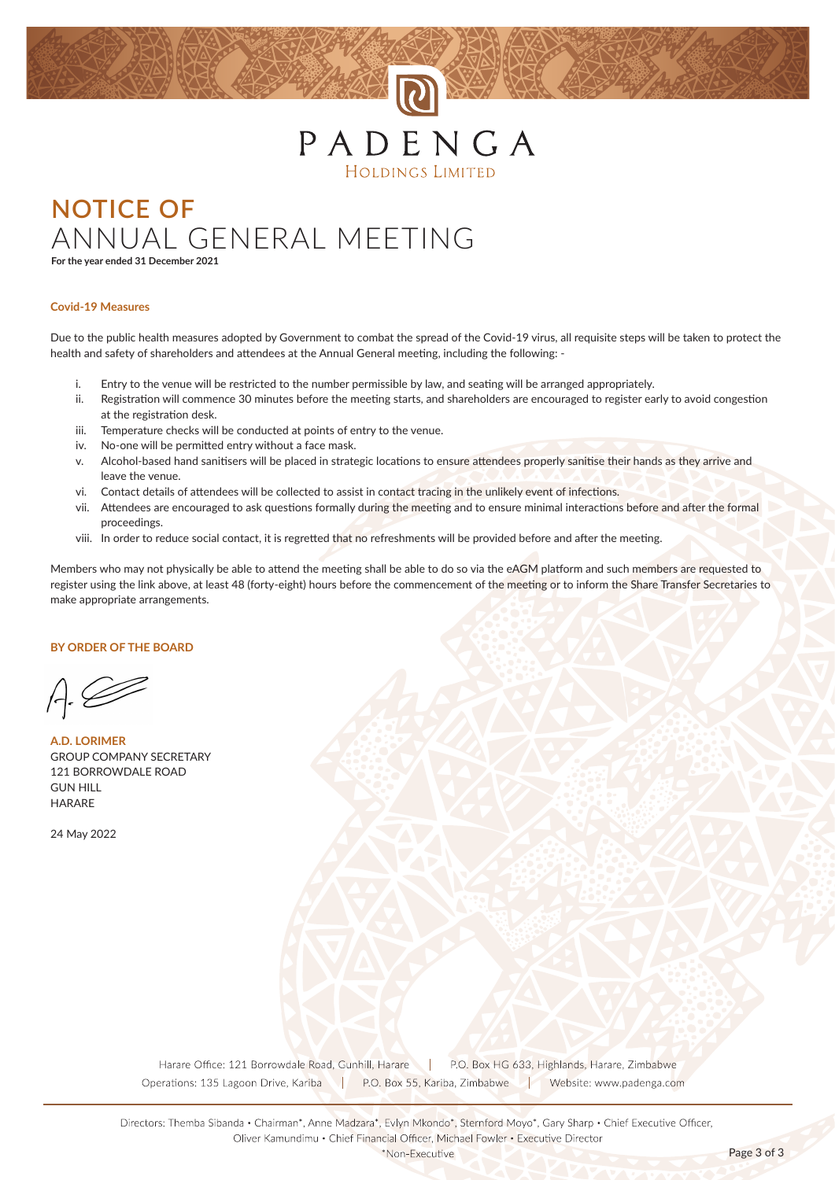# NOTICE OF ANNUAL GENERAL MEETING

**For the year ended 31 December 2021**

### Covid-19 Measures

Due to the public health measures adopted by Government to combat the spread of the Covid-19 virus, all requisite steps will be taken to protect the health and safety of shareholders and attendees at the Annual General meeting, including the following: -

i. Entry to the venue will be restricted to the number permissible by law, and seating will be arranged appropriately.
ii. Registration will commence 30 minutes before the meeting starts, and shareholders are encouraged to register early to avoid congestion at the registration desk.
iii. Temperature checks will be conducted at points of entry to the venue.
iv. No-one will be permitted entry without a face mask.
v. Alcohol-based hand sanitisers will be placed in strategic locations to ensure attendees properly sanitise their hands as they arrive and leave the venue.
vi. Contact details of attendees will be collected to assist in contact tracing in the unlikely event of infections.
vii. Attendees are encouraged to ask questions formally during the meeting and to ensure minimal interactions before and after the formal proceedings.
viii. In order to reduce social contact, it is regretted that no refreshments will be provided before and after the meeting.

Members who may not physically be able to attend the meeting shall be able to do so via the eAGM platform and such members are requested to register using the link above, at least 48 (forty-eight) hours before the commencement of the meeting or to inform the Share Transfer Secretaries to make appropriate arrangements.

**BY ORDER OF THE BOARD**

**A.D. LORIMER**
GROUP COMPANY SECRETARY
121 BORROWDALE ROAD
GUN HILL
HARARE

24 May 2022

Harare Office: 121 Borrowdale Road, Gunhill, Harare | P.O. Box HG 633, Highlands, Harare, Zimbabwe
Operations: 135 Lagoon Drive, Kariba | P.O. Box 55, Kariba, Zimbabwe | Website: www.padenga.com

Directors: Themba Sibanda • Chairman*, Anne Madzara*, Evlyn Mkondo*, Sternford Moyo*, Gary Sharp • Chief Executive Officer, Oliver Kamundimu • Chief Financial Officer, Michael Fowler • Executive Director
*Non-Executive